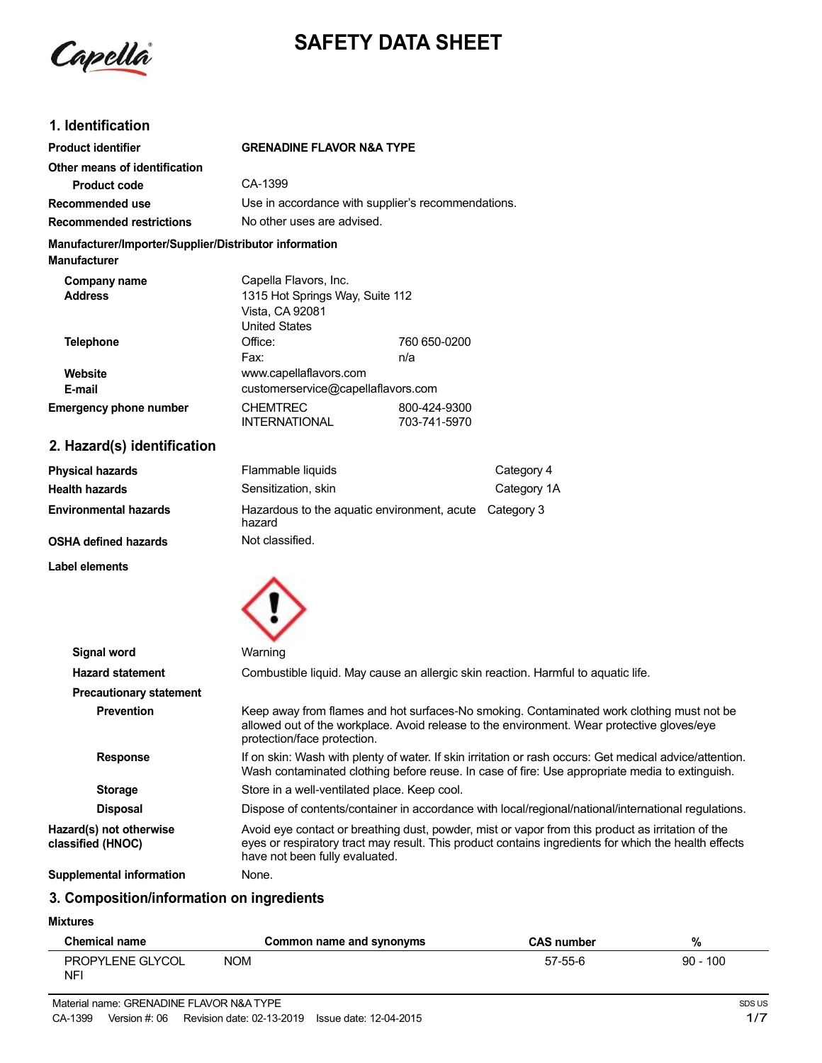# SAFETY DATA SHEET

## 1. Identification

| | | |
|---|---|---|
| **Product identifier** | **GRENADINE FLAVOR N&A TYPE** | |
| **Other means of identification** | | |
| **Product code** | CA-1399 | |
| **Recommended use** | Use in accordance with supplier's recommendations. | |
| **Recommended restrictions** | No other uses are advised. | |

**Manufacturer/Importer/Supplier/Distributor information**

**Manufacturer**

| | | |
|---|---|---|
| **Company name** | Capella Flavors, Inc. | |
| **Address** | 1315 Hot Springs Way, Suite 112<br>Vista, CA 92081<br>United States | |
| **Telephone** | Office: | 760 650-0200 |
| | Fax: | n/a |
| **Website** | www.capellaflavors.com | |
| **E-mail** | customerservice@capellaflavors.com | |
| **Emergency phone number** | CHEMTREC | 800-424-9300 |
| | INTERNATIONAL | 703-741-5970 |

## 2. Hazard(s) identification

| | | |
|---|---|---|
| **Physical hazards** | Flammable liquids | Category 4 |
| **Health hazards** | Sensitization, skin | Category 1A |
| **Environmental hazards** | Hazardous to the aquatic environment, acute hazard | Category 3 |
| **OSHA defined hazards** | Not classified. | |

**Label elements**

**Signal word** Warning

**Hazard statement** Combustible liquid. May cause an allergic skin reaction. Harmful to aquatic life.

**Precautionary statement**

**Prevention** Keep away from flames and hot surfaces-No smoking. Contaminated work clothing must not be allowed out of the workplace. Avoid release to the environment. Wear protective gloves/eye protection/face protection.

**Response** If on skin: Wash with plenty of water. If skin irritation or rash occurs: Get medical advice/attention. Wash contaminated clothing before reuse. In case of fire: Use appropriate media to extinguish.

**Storage** Store in a well-ventilated place. Keep cool.

**Disposal** Dispose of contents/container in accordance with local/regional/national/international regulations.

**Hazard(s) not otherwise classified (HNOC)** Avoid eye contact or breathing dust, powder, mist or vapor from this product as irritation of the eyes or respiratory tract may result. This product contains ingredients for which the health effects have not been fully evaluated.

**Supplemental information** None.

## 3. Composition/information on ingredients

**Mixtures**

| Chemical name | Common name and synonyms | CAS number | % |
|---|---|---|---|
| PROPYLENE GLYCOL NFI | NOM | 57-55-6 | 90 - 100 |

Material name: GRENADINE FLAVOR N&A TYPE

CA-1399 Version #: 06 Revision date: 02-13-2019 Issue date: 12-04-2015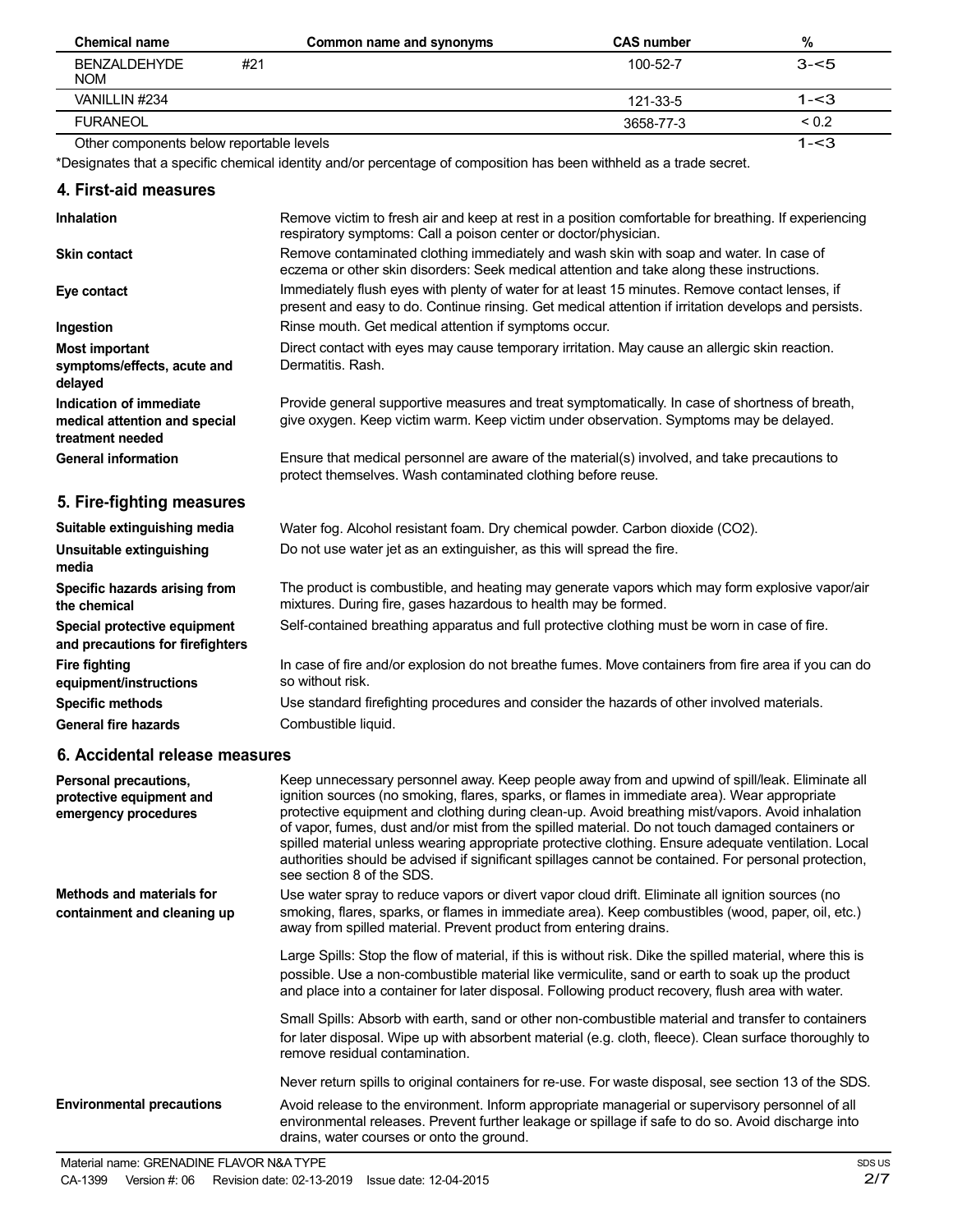| Chemical name | Common name and synonyms | CAS number | % |
| --- | --- | --- | --- |
| BENZALDEHYDE #21 NOM | | 100-52-7 | 3-<5 |
| VANILLIN #234 | | 121-33-5 | 1-<3 |
| FURANEOL | | 3658-77-3 | < 0.2 |
| Other components below reportable levels | | | 1-<3 |

*Designates that a specific chemical identity and/or percentage of composition has been withheld as a trade secret.

## 4. First-aid measures

**Inhalation** Remove victim to fresh air and keep at rest in a position comfortable for breathing. If experiencing respiratory symptoms: Call a poison center or doctor/physician.

**Skin contact** Remove contaminated clothing immediately and wash skin with soap and water. In case of eczema or other skin disorders: Seek medical attention and take along these instructions.

**Eye contact** Immediately flush eyes with plenty of water for at least 15 minutes. Remove contact lenses, if present and easy to do. Continue rinsing. Get medical attention if irritation develops and persists.

**Ingestion** Rinse mouth. Get medical attention if symptoms occur.

**Most important symptoms/effects, acute and delayed** Direct contact with eyes may cause temporary irritation. May cause an allergic skin reaction. Dermatitis. Rash.

**Indication of immediate medical attention and special treatment needed** Provide general supportive measures and treat symptomatically. In case of shortness of breath, give oxygen. Keep victim warm. Keep victim under observation. Symptoms may be delayed.

**General information** Ensure that medical personnel are aware of the material(s) involved, and take precautions to protect themselves. Wash contaminated clothing before reuse.

## 5. Fire-fighting measures

**Suitable extinguishing media** Water fog. Alcohol resistant foam. Dry chemical powder. Carbon dioxide ($CO_2$).

**Unsuitable extinguishing media** Do not use water jet as an extinguisher, as this will spread the fire.

**Specific hazards arising from the chemical** The product is combustible, and heating may generate vapors which may form explosive vapor/air mixtures. During fire, gases hazardous to health may be formed.

**Special protective equipment and precautions for firefighters** Self-contained breathing apparatus and full protective clothing must be worn in case of fire.

**Fire fighting equipment/instructions** In case of fire and/or explosion do not breathe fumes. Move containers from fire area if you can do so without risk.

**Specific methods** Use standard firefighting procedures and consider the hazards of other involved materials.

**General fire hazards** Combustible liquid.

## 6. Accidental release measures

**Personal precautions, protective equipment and emergency procedures** Keep unnecessary personnel away. Keep people away from and upwind of spill/leak. Eliminate all ignition sources (no smoking, flares, sparks, or flames in immediate area). Wear appropriate protective equipment and clothing during clean-up. Avoid breathing mist/vapors. Avoid inhalation of vapor, fumes, dust and/or mist from the spilled material. Do not touch damaged containers or spilled material unless wearing appropriate protective clothing. Ensure adequate ventilation. Local authorities should be advised if significant spillages cannot be contained. For personal protection, see section 8 of the SDS.

**Methods and materials for containment and cleaning up** Use water spray to reduce vapors or divert vapor cloud drift. Eliminate all ignition sources (no smoking, flares, sparks, or flames in immediate area). Keep combustibles (wood, paper, oil, etc.) away from spilled material. Prevent product from entering drains.

Large Spills: Stop the flow of material, if this is without risk. Dike the spilled material, where this is possible. Use a non-combustible material like vermiculite, sand or earth to soak up the product and place into a container for later disposal. Following product recovery, flush area with water.

Small Spills: Absorb with earth, sand or other non-combustible material and transfer to containers for later disposal. Wipe up with absorbent material (e.g. cloth, fleece). Clean surface thoroughly to remove residual contamination.

Never return spills to original containers for re-use. For waste disposal, see section 13 of the SDS.

**Environmental precautions** Avoid release to the environment. Inform appropriate managerial or supervisory personnel of all environmental releases. Prevent further leakage or spillage if safe to do so. Avoid discharge into drains, water courses or onto the ground.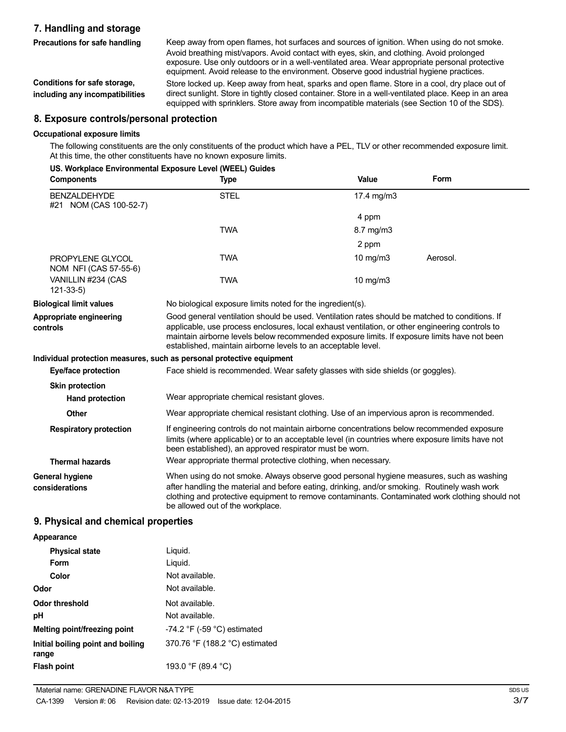## 7. Handling and storage

**Precautions for safe handling**

Keep away from open flames, hot surfaces and sources of ignition. When using do not smoke. Avoid breathing mist/vapors. Avoid contact with eyes, skin, and clothing. Avoid prolonged exposure. Use only outdoors or in a well-ventilated area. Wear appropriate personal protective equipment. Avoid release to the environment. Observe good industrial hygiene practices.

**Conditions for safe storage, including any incompatibilities**

Store locked up. Keep away from heat, sparks and open flame. Store in a cool, dry place out of direct sunlight. Store in tightly closed container. Store in a well-ventilated place. Keep in an area equipped with sprinklers. Store away from incompatible materials (see Section 10 of the SDS).

## 8. Exposure controls/personal protection

### Occupational exposure limits

The following constituents are the only constituents of the product which have a PEL, TLV or other recommended exposure limit. At this time, the other constituents have no known exposure limits.

**US. Workplace Environmental Exposure Level (WEEL) Guides**

| Components | Type | Value | Form |
|---|---|---|---|
| BENZALDEHYDE #21 NOM (CAS 100-52-7) | STEL | 17.4 mg/m3 | |
| | | 4 ppm | |
| | TWA | 8.7 mg/m3 | |
| | | 2 ppm | |
| PROPYLENE GLYCOL NOM NFI (CAS 57-55-6) | TWA | 10 mg/m3 | Aerosol. |
| VANILLIN #234 (CAS 121-33-5) | TWA | 10 mg/m3 | |

**Biological limit values**

No biological exposure limits noted for the ingredient(s).

**Appropriate engineering controls**

Good general ventilation should be used. Ventilation rates should be matched to conditions. If applicable, use process enclosures, local exhaust ventilation, or other engineering controls to maintain airborne levels below recommended exposure limits. If exposure limits have not been established, maintain airborne levels to an acceptable level.

### Individual protection measures, such as personal protective equipment

**Eye/face protection**

Face shield is recommended. Wear safety glasses with side shields (or goggles).

**Skin protection**

**Hand protection**

Wear appropriate chemical resistant gloves.

**Other**

Wear appropriate chemical resistant clothing. Use of an impervious apron is recommended.

**Respiratory protection**

If engineering controls do not maintain airborne concentrations below recommended exposure limits (where applicable) or to an acceptable level (in countries where exposure limits have not been established), an approved respirator must be worn.

**Thermal hazards**

Wear appropriate thermal protective clothing, when necessary.

**General hygiene considerations**

When using do not smoke. Always observe good personal hygiene measures, such as washing after handling the material and before eating, drinking, and/or smoking. Routinely wash work clothing and protective equipment to remove contaminants. Contaminated work clothing should not be allowed out of the workplace.

## 9. Physical and chemical properties

**Appearance**

| | |
|---|---|
| **Physical state** | Liquid. |
| **Form** | Liquid. |
| **Color** | Not available. |
| **Odor** | Not available. |
| **Odor threshold** | Not available. |
| **pH** | Not available. |
| **Melting point/freezing point** | -74.2 °F (-59 °C) estimated |
| **Initial boiling point and boiling range** | 370.76 °F (188.2 °C) estimated |
| **Flash point** | 193.0 °F (89.4 °C) |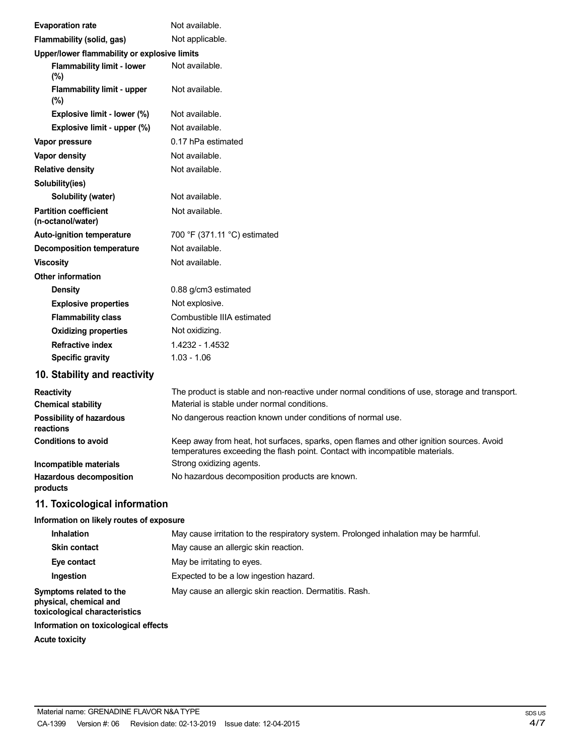| | |
|---|---|
| **Evaporation rate** | Not available. |
| **Flammability (solid, gas)** | Not applicable. |
| **Upper/lower flammability or explosive limits** | |
| **Flammability limit - lower (%)** | Not available. |
| **Flammability limit - upper (%)** | Not available. |
| **Explosive limit - lower (%)** | Not available. |
| **Explosive limit - upper (%)** | Not available. |
| **Vapor pressure** | 0.17 hPa estimated |
| **Vapor density** | Not available. |
| **Relative density** | Not available. |
| **Solubility(ies)** | |
| **Solubility (water)** | Not available. |
| **Partition coefficient (n-octanol/water)** | Not available. |
| **Auto-ignition temperature** | 700 °F (371.11 °C) estimated |
| **Decomposition temperature** | Not available. |
| **Viscosity** | Not available. |
| **Other information** | |
| **Density** | 0.88 g/cm3 estimated |
| **Explosive properties** | Not explosive. |
| **Flammability class** | Combustible IIIA estimated |
| **Oxidizing properties** | Not oxidizing. |
| **Refractive index** | 1.4232 - 1.4532 |
| **Specific gravity** | 1.03 - 1.06 |

## 10. Stability and reactivity

| | |
|---|---|
| **Reactivity** | The product is stable and non-reactive under normal conditions of use, storage and transport. |
| **Chemical stability** | Material is stable under normal conditions. |
| **Possibility of hazardous reactions** | No dangerous reaction known under conditions of normal use. |
| **Conditions to avoid** | Keep away from heat, hot surfaces, sparks, open flames and other ignition sources. Avoid temperatures exceeding the flash point. Contact with incompatible materials. |
| **Incompatible materials** | Strong oxidizing agents. |
| **Hazardous decomposition products** | No hazardous decomposition products are known. |

## 11. Toxicological information

**Information on likely routes of exposure**

| | |
|---|---|
| **Inhalation** | May cause irritation to the respiratory system. Prolonged inhalation may be harmful. |
| **Skin contact** | May cause an allergic skin reaction. |
| **Eye contact** | May be irritating to eyes. |
| **Ingestion** | Expected to be a low ingestion hazard. |
| **Symptoms related to the physical, chemical and toxicological characteristics** | May cause an allergic skin reaction. Dermatitis. Rash. |

**Information on toxicological effects**

**Acute toxicity**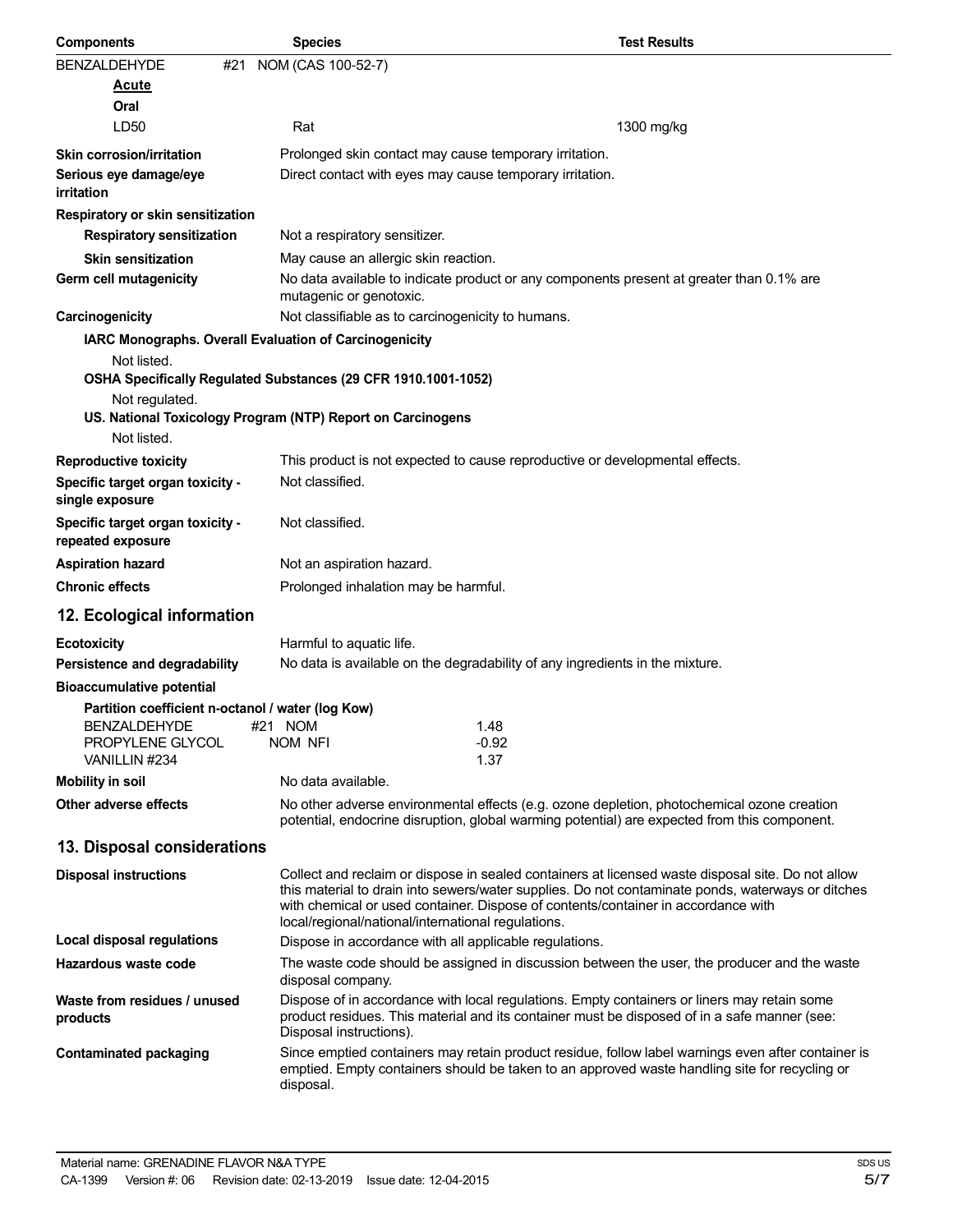| Components | Species | Test Results |
| --- | --- | --- |
| BENZALDEHYDE #21 NOM (CAS 100-52-7) | | |
| **Acute** | | |
| **Oral** | | |
| LD50 | Rat | 1300 mg/kg |

**Skin corrosion/irritation** Prolonged skin contact may cause temporary irritation.

**Serious eye damage/eye irritation** Direct contact with eyes may cause temporary irritation.

**Respiratory or skin sensitization**

**Respiratory sensitization** Not a respiratory sensitizer.

**Skin sensitization** May cause an allergic skin reaction.

**Germ cell mutagenicity** No data available to indicate product or any components present at greater than 0.1% are mutagenic or genotoxic.

**Carcinogenicity** Not classifiable as to carcinogenicity to humans.

**IARC Monographs. Overall Evaluation of Carcinogenicity**

Not listed.

**OSHA Specifically Regulated Substances (29 CFR 1910.1001-1052)**

Not regulated.

**US. National Toxicology Program (NTP) Report on Carcinogens**

Not listed.

**Reproductive toxicity** This product is not expected to cause reproductive or developmental effects.

**Specific target organ toxicity - single exposure** Not classified.

**Specific target organ toxicity - repeated exposure** Not classified.

**Aspiration hazard** Not an aspiration hazard.

**Chronic effects** Prolonged inhalation may be harmful.

## 12. Ecological information

**Ecotoxicity** Harmful to aquatic life.

**Persistence and degradability** No data is available on the degradability of any ingredients in the mixture.

**Bioaccumulative potential**

**Partition coefficient n-octanol / water (log Kow)**

| | |
| --- | --- |
| BENZALDEHYDE #21 NOM | 1.48 |
| PROPYLENE GLYCOL NOM NFI | -0.92 |
| VANILLIN #234 | 1.37 |

**Mobility in soil** No data available.

**Other adverse effects** No other adverse environmental effects (e.g. ozone depletion, photochemical ozone creation potential, endocrine disruption, global warming potential) are expected from this component.

## 13. Disposal considerations

**Disposal instructions** Collect and reclaim or dispose in sealed containers at licensed waste disposal site. Do not allow this material to drain into sewers/water supplies. Do not contaminate ponds, waterways or ditches with chemical or used container. Dispose of contents/container in accordance with local/regional/national/international regulations.

**Local disposal regulations** Dispose in accordance with all applicable regulations.

**Hazardous waste code** The waste code should be assigned in discussion between the user, the producer and the waste disposal company.

**Waste from residues / unused products** Dispose of in accordance with local regulations. Empty containers or liners may retain some product residues. This material and its container must be disposed of in a safe manner (see: Disposal instructions).

**Contaminated packaging** Since emptied containers may retain product residue, follow label warnings even after container is emptied. Empty containers should be taken to an approved waste handling site for recycling or disposal.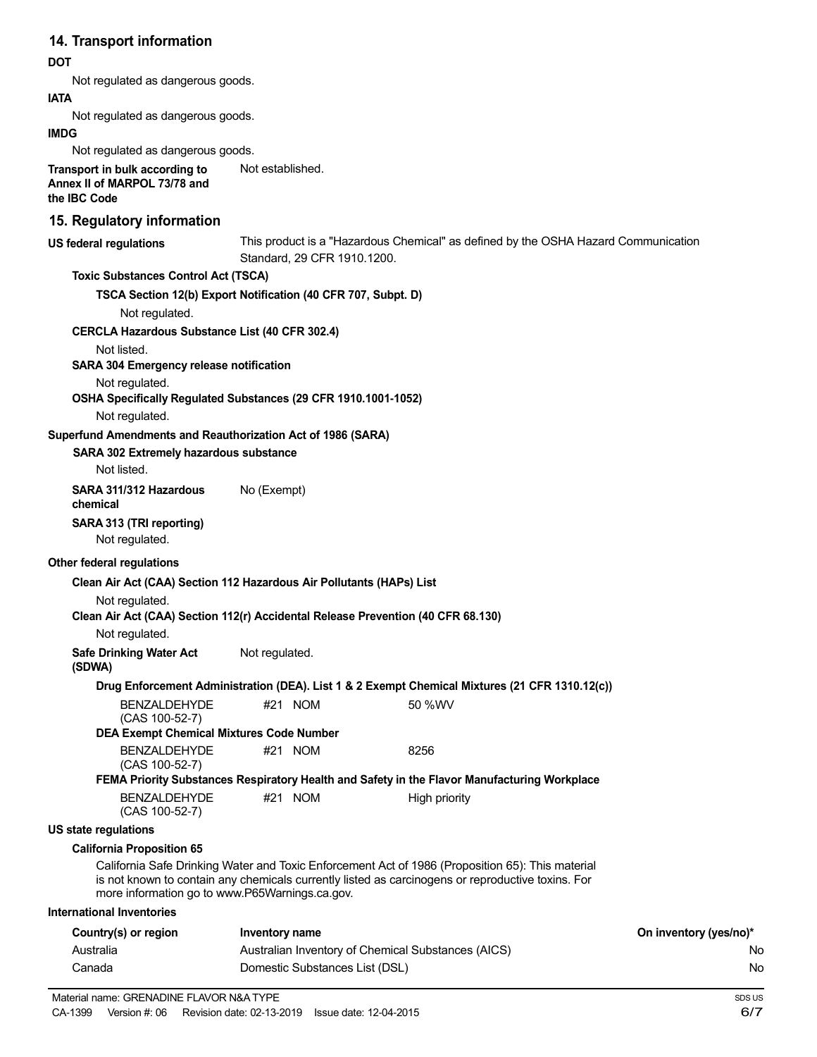## 14. Transport information

**DOT**

Not regulated as dangerous goods.

**IATA**

Not regulated as dangerous goods.

**IMDG**

Not regulated as dangerous goods.

**Transport in bulk according to Annex II of MARPOL 73/78 and the IBC Code** Not established.

## 15. Regulatory information

**US federal regulations** This product is a "Hazardous Chemical" as defined by the OSHA Hazard Communication Standard, 29 CFR 1910.1200.

**Toxic Substances Control Act (TSCA)**

**TSCA Section 12(b) Export Notification (40 CFR 707, Subpt. D)**

Not regulated.

**CERCLA Hazardous Substance List (40 CFR 302.4)**

Not listed.

**SARA 304 Emergency release notification**

Not regulated.

**OSHA Specifically Regulated Substances (29 CFR 1910.1001-1052)**

Not regulated.

**Superfund Amendments and Reauthorization Act of 1986 (SARA)**

**SARA 302 Extremely hazardous substance**

Not listed.

**SARA 311/312 Hazardous chemical** No (Exempt)

**SARA 313 (TRI reporting)**

Not regulated.

**Other federal regulations**

**Clean Air Act (CAA) Section 112 Hazardous Air Pollutants (HAPs) List**

Not regulated.

**Clean Air Act (CAA) Section 112(r) Accidental Release Prevention (40 CFR 68.130)**

Not regulated.

**Safe Drinking Water Act (SDWA)** Not regulated.

**Drug Enforcement Administration (DEA). List 1 & 2 Exempt Chemical Mixtures (21 CFR 1310.12(c))**

| | | |
|---|---|---|
| BENZALDEHYDE (CAS 100-52-7) | #21 NOM | 50 %WV |

**DEA Exempt Chemical Mixtures Code Number**

| | | |
|---|---|---|
| BENZALDEHYDE (CAS 100-52-7) | #21 NOM | 8256 |

**FEMA Priority Substances Respiratory Health and Safety in the Flavor Manufacturing Workplace**

| | | |
|---|---|---|
| BENZALDEHYDE (CAS 100-52-7) | #21 NOM | High priority |

**US state regulations**

**California Proposition 65**

California Safe Drinking Water and Toxic Enforcement Act of 1986 (Proposition 65): This material is not known to contain any chemicals currently listed as carcinogens or reproductive toxins. For more information go to www.P65Warnings.ca.gov.

**International Inventories**

| Country(s) or region | Inventory name | On inventory (yes/no)* |
|---|---|---|
| Australia | Australian Inventory of Chemical Substances (AICS) | No |
| Canada | Domestic Substances List (DSL) | No |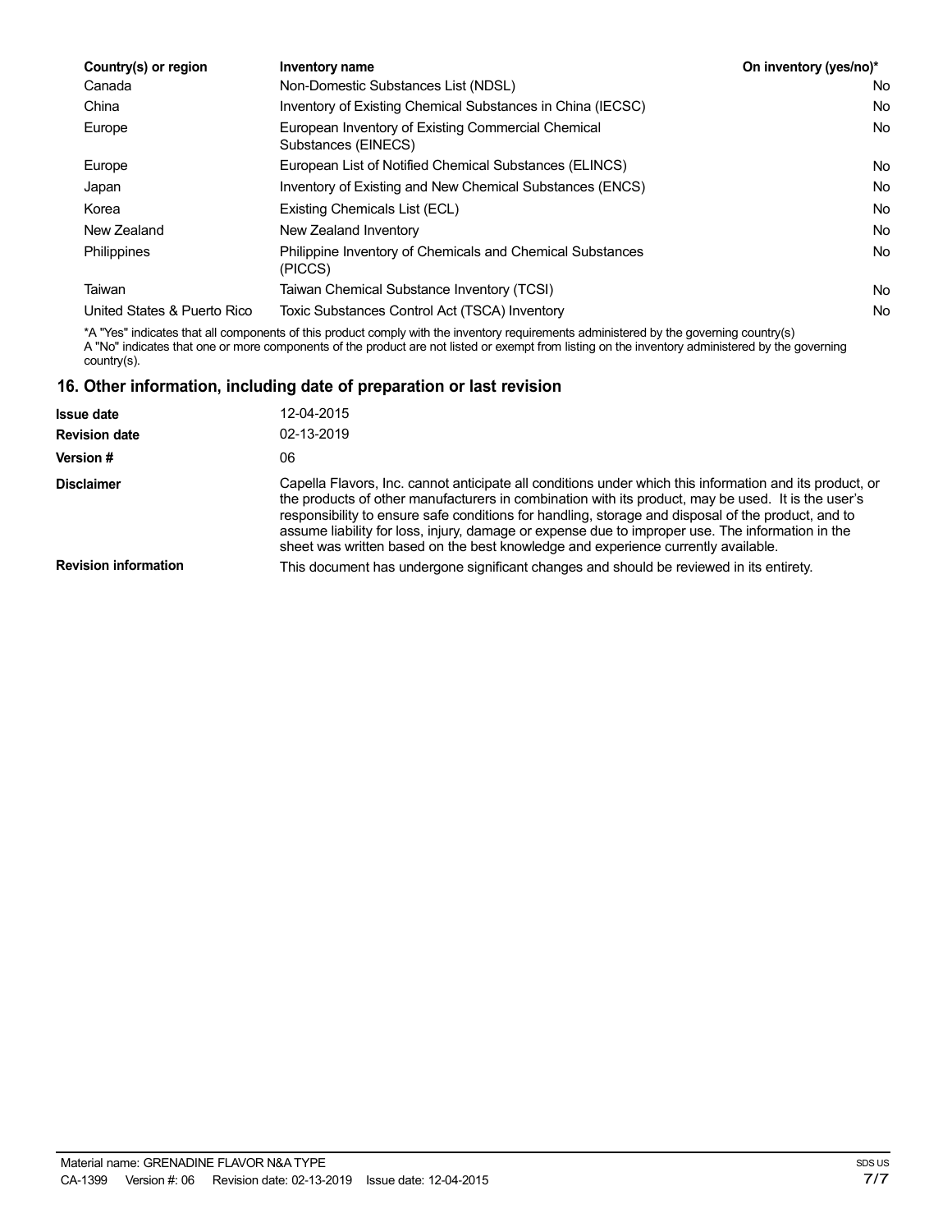| Country(s) or region | Inventory name | On inventory (yes/no)* |
|---|---|---|
| Canada | Non-Domestic Substances List (NDSL) | No |
| China | Inventory of Existing Chemical Substances in China (IECSC) | No |
| Europe | European Inventory of Existing Commercial Chemical Substances (EINECS) | No |
| Europe | European List of Notified Chemical Substances (ELINCS) | No |
| Japan | Inventory of Existing and New Chemical Substances (ENCS) | No |
| Korea | Existing Chemicals List (ECL) | No |
| New Zealand | New Zealand Inventory | No |
| Philippines | Philippine Inventory of Chemicals and Chemical Substances (PICCS) | No |
| Taiwan | Taiwan Chemical Substance Inventory (TCSI) | No |
| United States & Puerto Rico | Toxic Substances Control Act (TSCA) Inventory | No |

*A "Yes" indicates that all components of this product comply with the inventory requirements administered by the governing country(s)
A "No" indicates that one or more components of the product are not listed or exempt from listing on the inventory administered by the governing country(s).

## 16. Other information, including date of preparation or last revision

**Issue date** 12-04-2015

**Revision date** 02-13-2019

**Version #** 06

**Disclaimer** Capella Flavors, Inc. cannot anticipate all conditions under which this information and its product, or the products of other manufacturers in combination with its product, may be used. It is the user's responsibility to ensure safe conditions for handling, storage and disposal of the product, and to assume liability for loss, injury, damage or expense due to improper use. The information in the sheet was written based on the best knowledge and experience currently available.

**Revision information** This document has undergone significant changes and should be reviewed in its entirety.